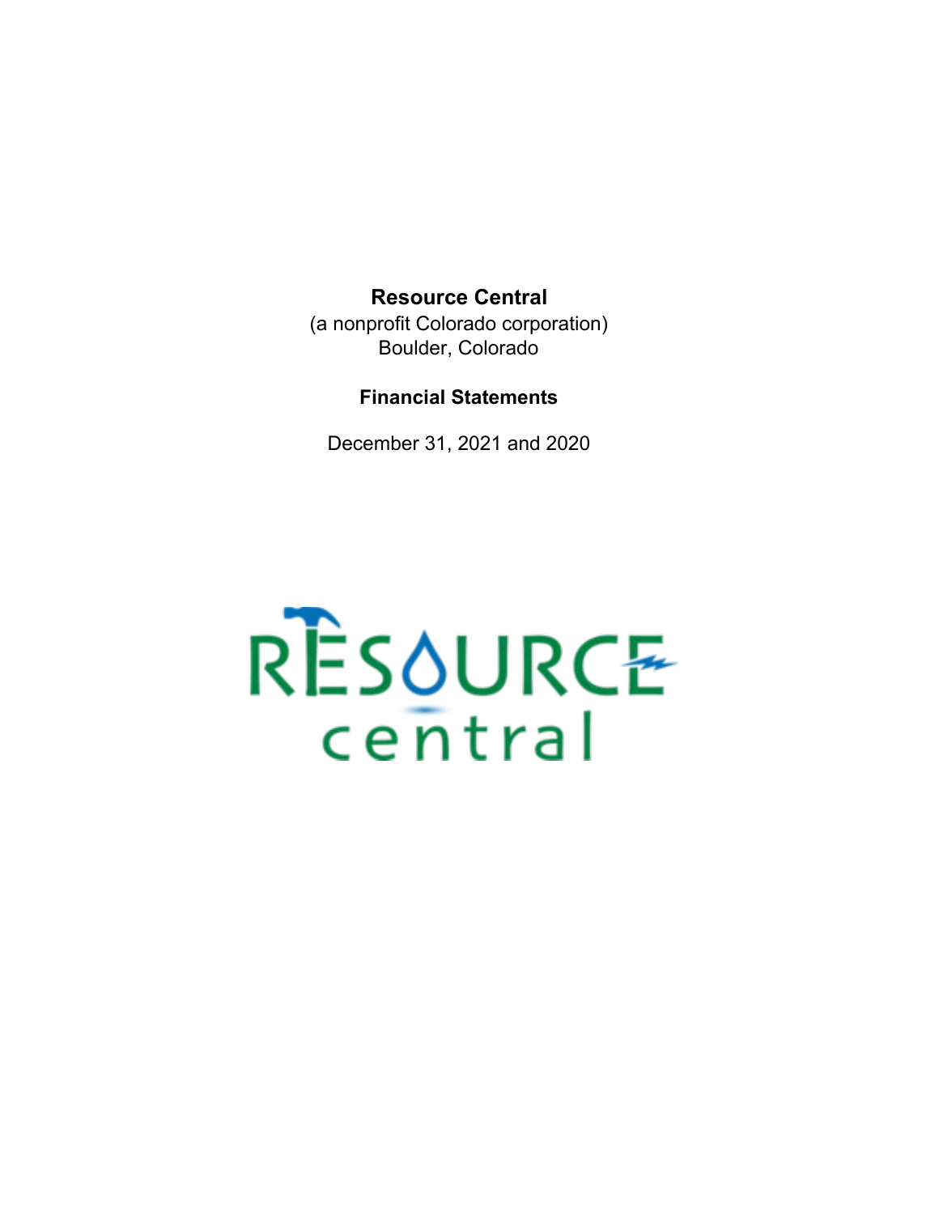# Resource Central

(a nonprofit Colorado corporation)
Boulder, Colorado

## Financial Statements

December 31, 2021 and 2020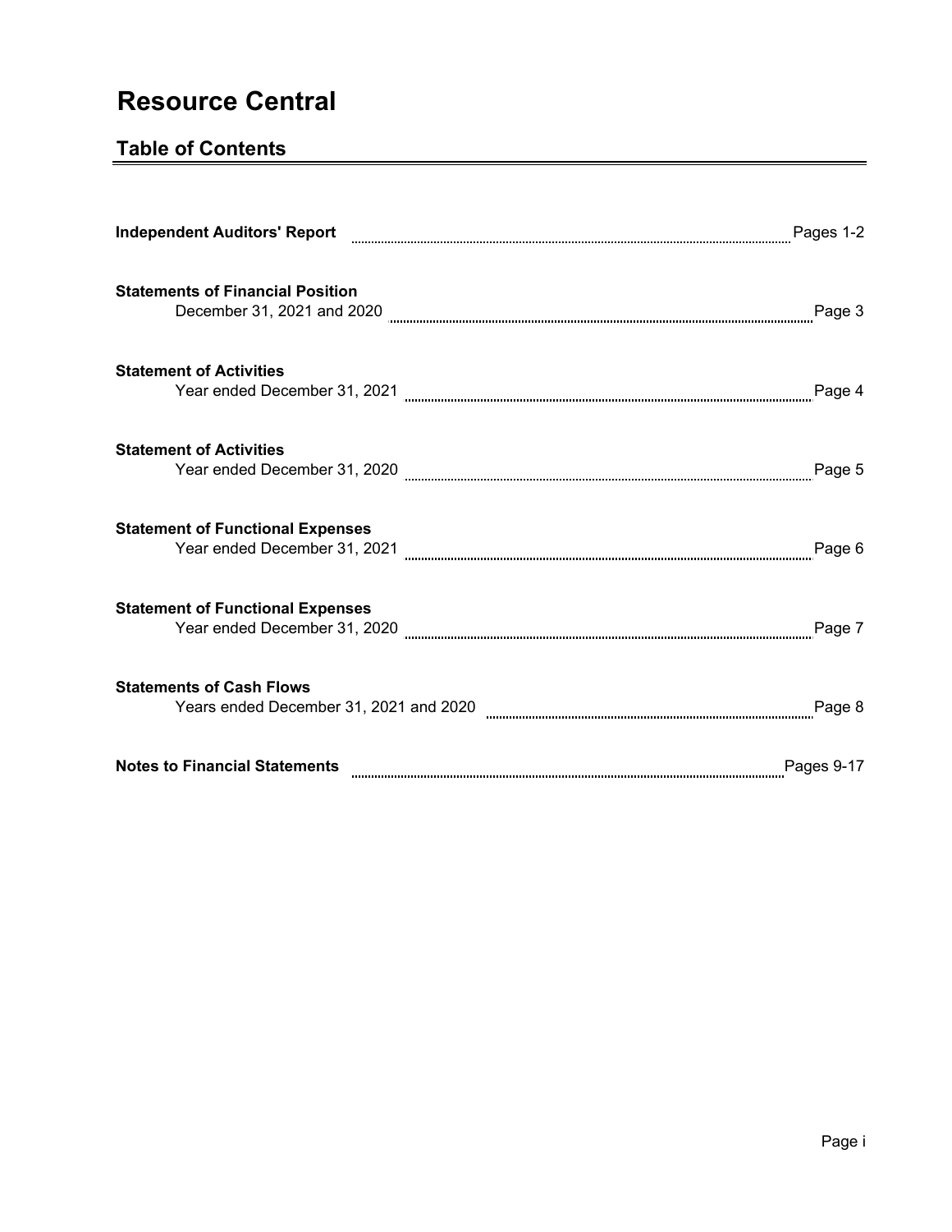# Resource Central

## Table of Contents

| | |
|---|---|
| **Independent Auditors' Report** | Pages 1-2 |
| **Statements of Financial Position**<br>December 31, 2021 and 2020 | Page 3 |
| **Statement of Activities**<br>Year ended December 31, 2021 | Page 4 |
| **Statement of Activities**<br>Year ended December 31, 2020 | Page 5 |
| **Statement of Functional Expenses**<br>Year ended December 31, 2021 | Page 6 |
| **Statement of Functional Expenses**<br>Year ended December 31, 2020 | Page 7 |
| **Statements of Cash Flows**<br>Years ended December 31, 2021 and 2020 | Page 8 |
| **Notes to Financial Statements** | Pages 9-17 |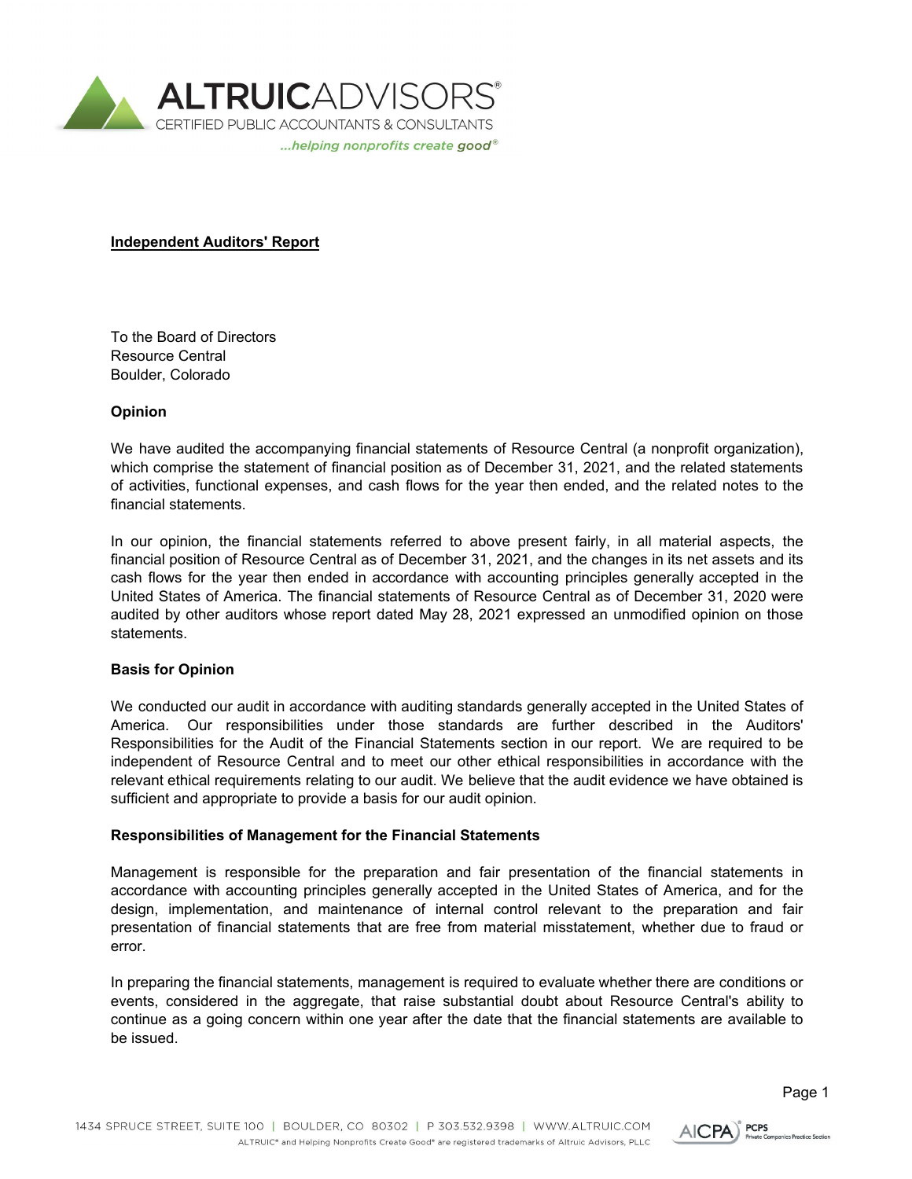## Independent Auditors' Report

To the Board of Directors
Resource Central
Boulder, Colorado

**Opinion**

We have audited the accompanying financial statements of Resource Central (a nonprofit organization), which comprise the statement of financial position as of December 31, 2021, and the related statements of activities, functional expenses, and cash flows for the year then ended, and the related notes to the financial statements.

In our opinion, the financial statements referred to above present fairly, in all material aspects, the financial position of Resource Central as of December 31, 2021, and the changes in its net assets and its cash flows for the year then ended in accordance with accounting principles generally accepted in the United States of America. The financial statements of Resource Central as of December 31, 2020 were audited by other auditors whose report dated May 28, 2021 expressed an unmodified opinion on those statements.

**Basis for Opinion**

We conducted our audit in accordance with auditing standards generally accepted in the United States of America. Our responsibilities under those standards are further described in the Auditors' Responsibilities for the Audit of the Financial Statements section in our report. We are required to be independent of Resource Central and to meet our other ethical responsibilities in accordance with the relevant ethical requirements relating to our audit. We believe that the audit evidence we have obtained is sufficient and appropriate to provide a basis for our audit opinion.

**Responsibilities of Management for the Financial Statements**

Management is responsible for the preparation and fair presentation of the financial statements in accordance with accounting principles generally accepted in the United States of America, and for the design, implementation, and maintenance of internal control relevant to the preparation and fair presentation of financial statements that are free from material misstatement, whether due to fraud or error.

In preparing the financial statements, management is required to evaluate whether there are conditions or events, considered in the aggregate, that raise substantial doubt about Resource Central's ability to continue as a going concern within one year after the date that the financial statements are available to be issued.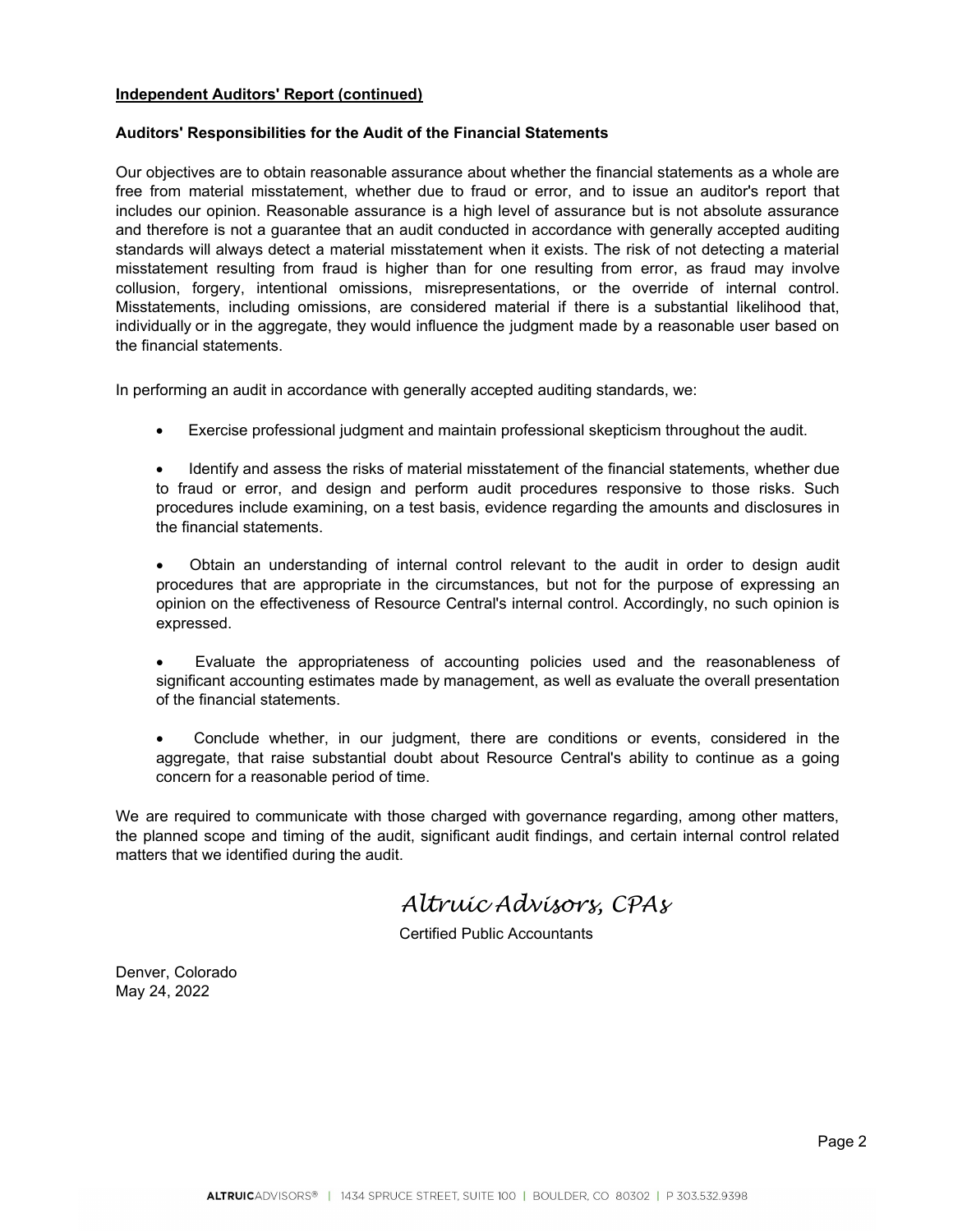**Independent Auditors' Report (continued)**

**Auditors' Responsibilities for the Audit of the Financial Statements**

Our objectives are to obtain reasonable assurance about whether the financial statements as a whole are free from material misstatement, whether due to fraud or error, and to issue an auditor's report that includes our opinion. Reasonable assurance is a high level of assurance but is not absolute assurance and therefore is not a guarantee that an audit conducted in accordance with generally accepted auditing standards will always detect a material misstatement when it exists. The risk of not detecting a material misstatement resulting from fraud is higher than for one resulting from error, as fraud may involve collusion, forgery, intentional omissions, misrepresentations, or the override of internal control. Misstatements, including omissions, are considered material if there is a substantial likelihood that, individually or in the aggregate, they would influence the judgment made by a reasonable user based on the financial statements.

In performing an audit in accordance with generally accepted auditing standards, we:

- Exercise professional judgment and maintain professional skepticism throughout the audit.
- Identify and assess the risks of material misstatement of the financial statements, whether due to fraud or error, and design and perform audit procedures responsive to those risks. Such procedures include examining, on a test basis, evidence regarding the amounts and disclosures in the financial statements.
- Obtain an understanding of internal control relevant to the audit in order to design audit procedures that are appropriate in the circumstances, but not for the purpose of expressing an opinion on the effectiveness of Resource Central's internal control. Accordingly, no such opinion is expressed.
- Evaluate the appropriateness of accounting policies used and the reasonableness of significant accounting estimates made by management, as well as evaluate the overall presentation of the financial statements.
- Conclude whether, in our judgment, there are conditions or events, considered in the aggregate, that raise substantial doubt about Resource Central's ability to continue as a going concern for a reasonable period of time.

We are required to communicate with those charged with governance regarding, among other matters, the planned scope and timing of the audit, significant audit findings, and certain internal control related matters that we identified during the audit.

*Altruic Advisors, CPAs*

Certified Public Accountants

Denver, Colorado
May 24, 2022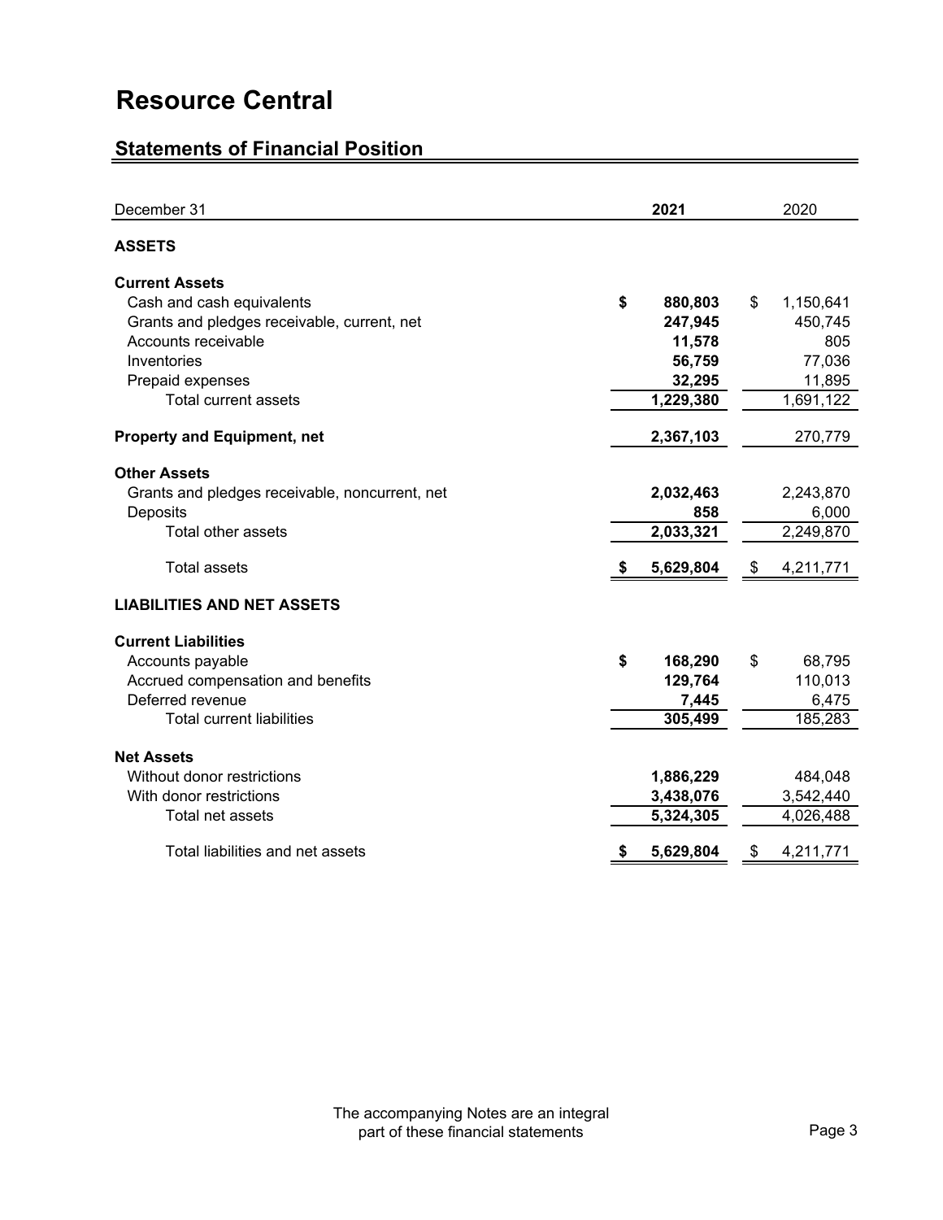# Resource Central

## Statements of Financial Position

| December 31 | 2021 | 2020 |
|---|---|---|
| **ASSETS** | | |
| **Current Assets** | | |
| Cash and cash equivalents | **$ 880,803** | $ 1,150,641 |
| Grants and pledges receivable, current, net | **247,945** | 450,745 |
| Accounts receivable | **11,578** | 805 |
| Inventories | **56,759** | 77,036 |
| Prepaid expenses | **32,295** | 11,895 |
| Total current assets | **1,229,380** | 1,691,122 |
| **Property and Equipment, net** | **2,367,103** | 270,779 |
| **Other Assets** | | |
| Grants and pledges receivable, noncurrent, net | **2,032,463** | 2,243,870 |
| Deposits | **858** | 6,000 |
| Total other assets | **2,033,321** | 2,249,870 |
| Total assets | **$ 5,629,804** | $ 4,211,771 |
| **LIABILITIES AND NET ASSETS** | | |
| **Current Liabilities** | | |
| Accounts payable | **$ 168,290** | $ 68,795 |
| Accrued compensation and benefits | **129,764** | 110,013 |
| Deferred revenue | **7,445** | 6,475 |
| Total current liabilities | **305,499** | 185,283 |
| **Net Assets** | | |
| Without donor restrictions | **1,886,229** | 484,048 |
| With donor restrictions | **3,438,076** | 3,542,440 |
| Total net assets | **5,324,305** | 4,026,488 |
| Total liabilities and net assets | **$ 5,629,804** | $ 4,211,771 |

The accompanying Notes are an integral part of these financial statements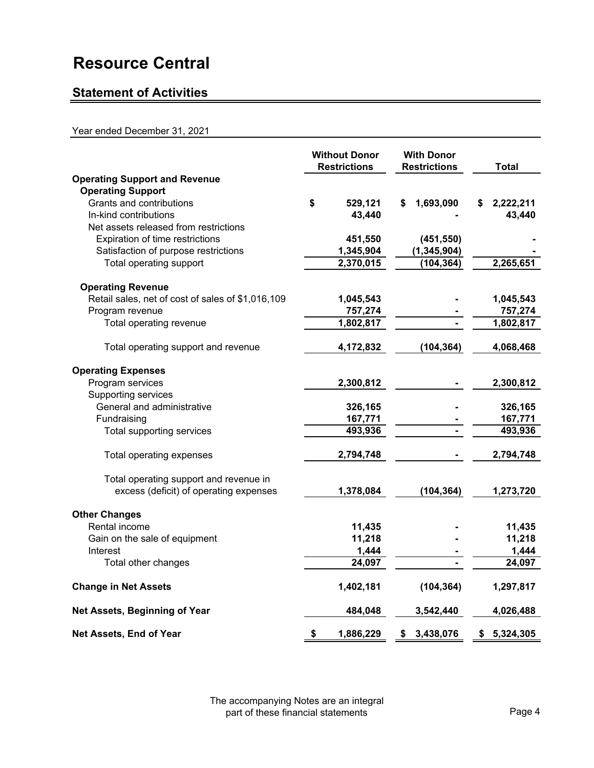# Resource Central

## Statement of Activities

Year ended December 31, 2021

| | Without Donor Restrictions | With Donor Restrictions | Total |
|---|---|---|---|
| **Operating Support and Revenue** | | | |
| **Operating Support** | | | |
| Grants and contributions | $ 529,121 | $ 1,693,090 | $ 2,222,211 |
| In-kind contributions | 43,440 | - | 43,440 |
| Net assets released from restrictions | | | |
| Expiration of time restrictions | 451,550 | (451,550) | - |
| Satisfaction of purpose restrictions | 1,345,904 | (1,345,904) | - |
| Total operating support | 2,370,015 | (104,364) | 2,265,651 |
| **Operating Revenue** | | | |
| Retail sales, net of cost of sales of $1,016,109 | 1,045,543 | - | 1,045,543 |
| Program revenue | 757,274 | - | 757,274 |
| Total operating revenue | 1,802,817 | - | 1,802,817 |
| Total operating support and revenue | 4,172,832 | (104,364) | 4,068,468 |
| **Operating Expenses** | | | |
| Program services | 2,300,812 | - | 2,300,812 |
| Supporting services | | | |
| General and administrative | 326,165 | - | 326,165 |
| Fundraising | 167,771 | - | 167,771 |
| Total supporting services | 493,936 | - | 493,936 |
| Total operating expenses | 2,794,748 | - | 2,794,748 |
| Total operating support and revenue in excess (deficit) of operating expenses | 1,378,084 | (104,364) | 1,273,720 |
| **Other Changes** | | | |
| Rental income | 11,435 | - | 11,435 |
| Gain on the sale of equipment | 11,218 | - | 11,218 |
| Interest | 1,444 | - | 1,444 |
| Total other changes | 24,097 | - | 24,097 |
| **Change in Net Assets** | 1,402,181 | (104,364) | 1,297,817 |
| **Net Assets, Beginning of Year** | 484,048 | 3,542,440 | 4,026,488 |
| **Net Assets, End of Year** | $ 1,886,229 | $ 3,438,076 | $ 5,324,305 |

The accompanying Notes are an integral part of these financial statements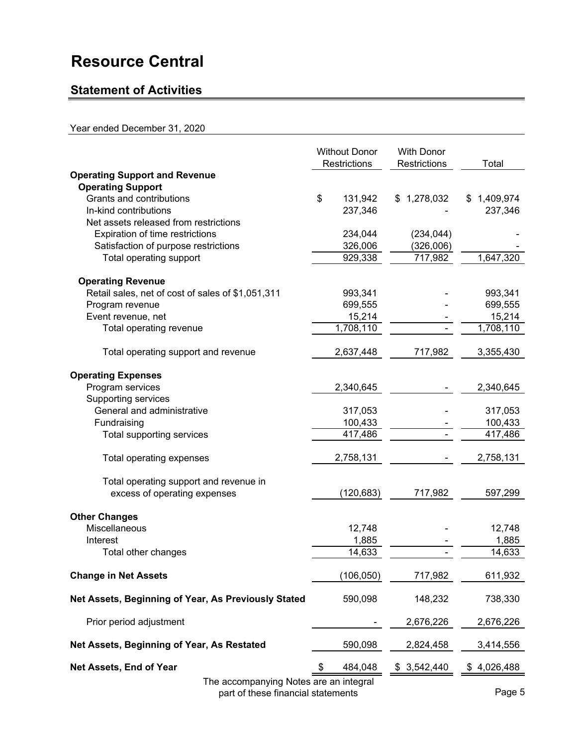# Resource Central

## Statement of Activities

Year ended December 31, 2020

| | Without Donor Restrictions | With Donor Restrictions | Total |
|---|---|---|---|
| **Operating Support and Revenue** | | | |
| **Operating Support** | | | |
| Grants and contributions | $ 131,942 | $ 1,278,032 | $ 1,409,974 |
| In-kind contributions | 237,346 | - | 237,346 |
| Net assets released from restrictions | | | |
| Expiration of time restrictions | 234,044 | (234,044) | - |
| Satisfaction of purpose restrictions | 326,006 | (326,006) | - |
| Total operating support | 929,338 | 717,982 | 1,647,320 |
| **Operating Revenue** | | | |
| Retail sales, net of cost of sales of $1,051,311 | 993,341 | - | 993,341 |
| Program revenue | 699,555 | - | 699,555 |
| Event revenue, net | 15,214 | - | 15,214 |
| Total operating revenue | 1,708,110 | - | 1,708,110 |
| Total operating support and revenue | 2,637,448 | 717,982 | 3,355,430 |
| **Operating Expenses** | | | |
| Program services | 2,340,645 | - | 2,340,645 |
| Supporting services | | | |
| General and administrative | 317,053 | - | 317,053 |
| Fundraising | 100,433 | - | 100,433 |
| Total supporting services | 417,486 | - | 417,486 |
| Total operating expenses | 2,758,131 | - | 2,758,131 |
| Total operating support and revenue in excess of operating expenses | (120,683) | 717,982 | 597,299 |
| **Other Changes** | | | |
| Miscellaneous | 12,748 | - | 12,748 |
| Interest | 1,885 | - | 1,885 |
| Total other changes | 14,633 | - | 14,633 |
| **Change in Net Assets** | (106,050) | 717,982 | 611,932 |
| **Net Assets, Beginning of Year, As Previously Stated** | 590,098 | 148,232 | 738,330 |
| Prior period adjustment | - | 2,676,226 | 2,676,226 |
| **Net Assets, Beginning of Year, As Restated** | 590,098 | 2,824,458 | 3,414,556 |
| **Net Assets, End of Year** | $ 484,048 | $ 3,542,440 | $ 4,026,488 |

The accompanying Notes are an integral part of these financial statements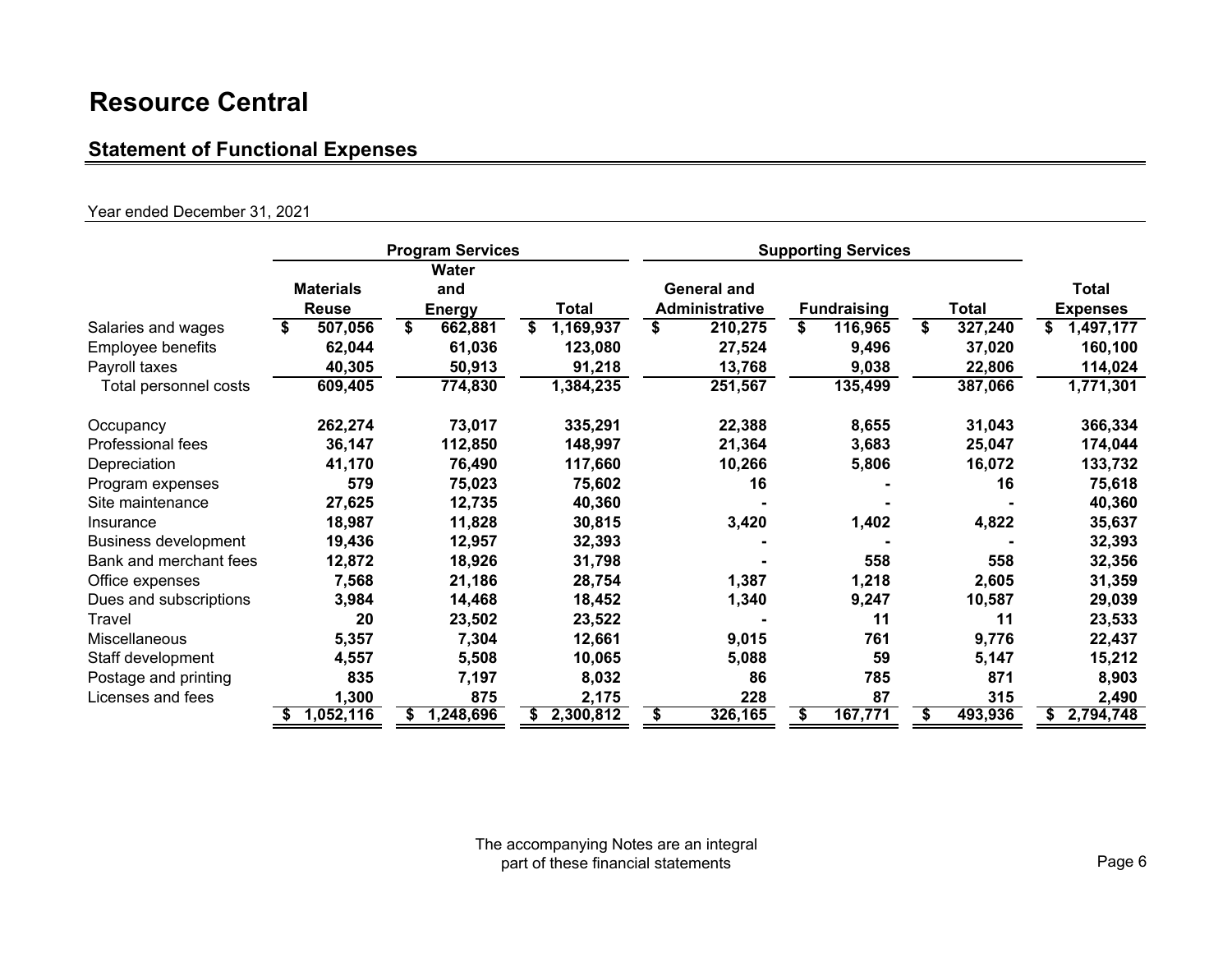# Resource Central

## Statement of Functional Expenses

Year ended December 31, 2021

| | Program Services | | | Supporting Services | | | |
|---|---|---|---|---|---|---|---|
| | Materials Reuse | Water and Energy | Total | General and Administrative | Fundraising | Total | Total Expenses |
| Salaries and wages | $ 507,056 | $ 662,881 | $ 1,169,937 | $ 210,275 | $ 116,965 | $ 327,240 | $ 1,497,177 |
| Employee benefits | 62,044 | 61,036 | 123,080 | 27,524 | 9,496 | 37,020 | 160,100 |
| Payroll taxes | 40,305 | 50,913 | 91,218 | 13,768 | 9,038 | 22,806 | 114,024 |
| Total personnel costs | 609,405 | 774,830 | 1,384,235 | 251,567 | 135,499 | 387,066 | 1,771,301 |
| Occupancy | 262,274 | 73,017 | 335,291 | 22,388 | 8,655 | 31,043 | 366,334 |
| Professional fees | 36,147 | 112,850 | 148,997 | 21,364 | 3,683 | 25,047 | 174,044 |
| Depreciation | 41,170 | 76,490 | 117,660 | 10,266 | 5,806 | 16,072 | 133,732 |
| Program expenses | 579 | 75,023 | 75,602 | 16 | - | 16 | 75,618 |
| Site maintenance | 27,625 | 12,735 | 40,360 | - | - | - | 40,360 |
| Insurance | 18,987 | 11,828 | 30,815 | 3,420 | 1,402 | 4,822 | 35,637 |
| Business development | 19,436 | 12,957 | 32,393 | - | - | - | 32,393 |
| Bank and merchant fees | 12,872 | 18,926 | 31,798 | - | 558 | 558 | 32,356 |
| Office expenses | 7,568 | 21,186 | 28,754 | 1,387 | 1,218 | 2,605 | 31,359 |
| Dues and subscriptions | 3,984 | 14,468 | 18,452 | 1,340 | 9,247 | 10,587 | 29,039 |
| Travel | 20 | 23,502 | 23,522 | - | 11 | 11 | 23,533 |
| Miscellaneous | 5,357 | 7,304 | 12,661 | 9,015 | 761 | 9,776 | 22,437 |
| Staff development | 4,557 | 5,508 | 10,065 | 5,088 | 59 | 5,147 | 15,212 |
| Postage and printing | 835 | 7,197 | 8,032 | 86 | 785 | 871 | 8,903 |
| Licenses and fees | 1,300 | 875 | 2,175 | 228 | 87 | 315 | 2,490 |
| | $ 1,052,116 | $ 1,248,696 | $ 2,300,812 | $ 326,165 | $ 167,771 | $ 493,936 | $ 2,794,748 |

The accompanying Notes are an integral part of these financial statements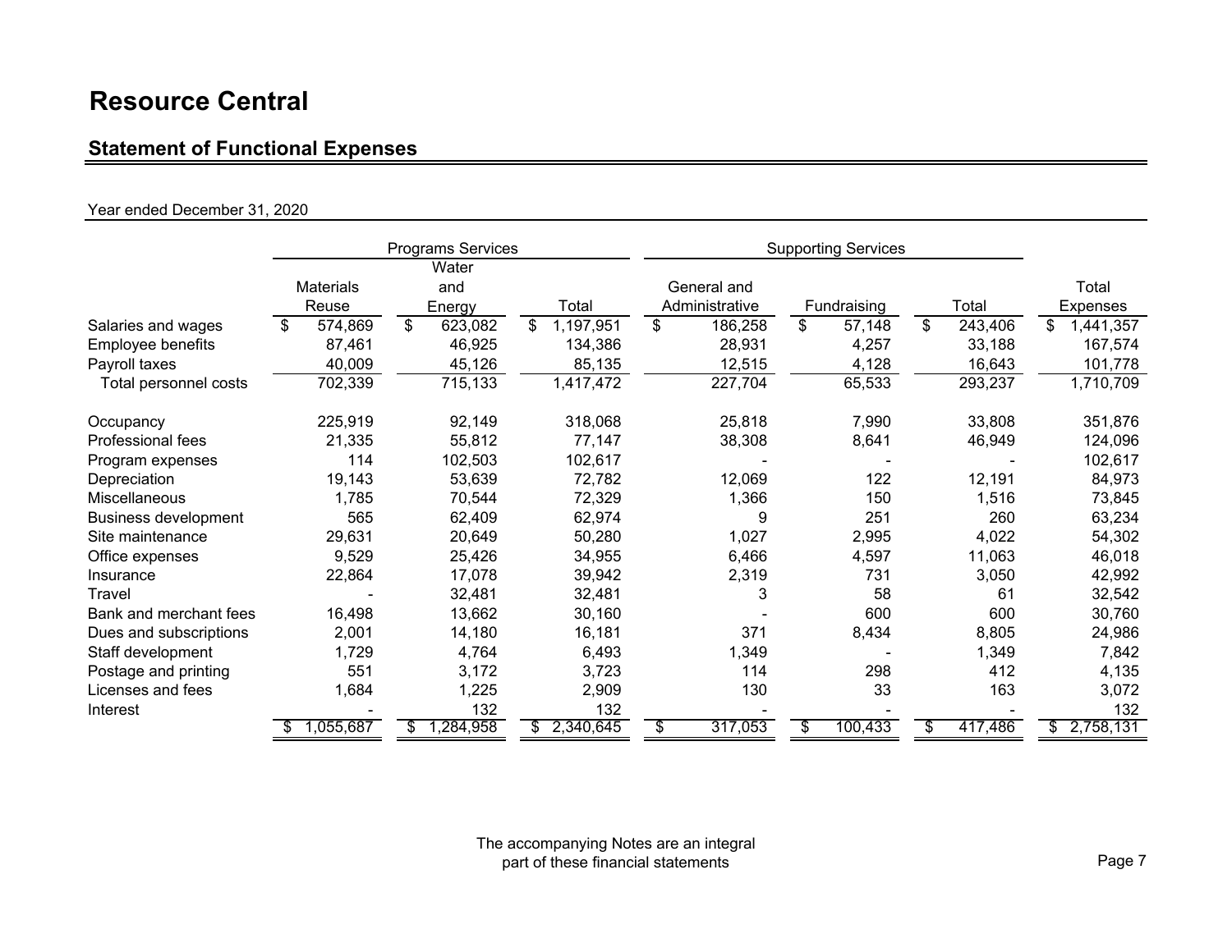# Resource Central

## Statement of Functional Expenses

Year ended December 31, 2020

| | Programs Services | | | Supporting Services | | | |
|---|---|---|---|---|---|---|---|
| | Materials Reuse | Water and Energy | Total | General and Administrative | Fundraising | Total | Total Expenses |
| Salaries and wages | $ 574,869 | $ 623,082 | $ 1,197,951 | $ 186,258 | $ 57,148 | $ 243,406 | $ 1,441,357 |
| Employee benefits | 87,461 | 46,925 | 134,386 | 28,931 | 4,257 | 33,188 | 167,574 |
| Payroll taxes | 40,009 | 45,126 | 85,135 | 12,515 | 4,128 | 16,643 | 101,778 |
| Total personnel costs | 702,339 | 715,133 | 1,417,472 | 227,704 | 65,533 | 293,237 | 1,710,709 |
| Occupancy | 225,919 | 92,149 | 318,068 | 25,818 | 7,990 | 33,808 | 351,876 |
| Professional fees | 21,335 | 55,812 | 77,147 | 38,308 | 8,641 | 46,949 | 124,096 |
| Program expenses | 114 | 102,503 | 102,617 | - | - | - | 102,617 |
| Depreciation | 19,143 | 53,639 | 72,782 | 12,069 | 122 | 12,191 | 84,973 |
| Miscellaneous | 1,785 | 70,544 | 72,329 | 1,366 | 150 | 1,516 | 73,845 |
| Business development | 565 | 62,409 | 62,974 | 9 | 251 | 260 | 63,234 |
| Site maintenance | 29,631 | 20,649 | 50,280 | 1,027 | 2,995 | 4,022 | 54,302 |
| Office expenses | 9,529 | 25,426 | 34,955 | 6,466 | 4,597 | 11,063 | 46,018 |
| Insurance | 22,864 | 17,078 | 39,942 | 2,319 | 731 | 3,050 | 42,992 |
| Travel | - | 32,481 | 32,481 | 3 | 58 | 61 | 32,542 |
| Bank and merchant fees | 16,498 | 13,662 | 30,160 | - | 600 | 600 | 30,760 |
| Dues and subscriptions | 2,001 | 14,180 | 16,181 | 371 | 8,434 | 8,805 | 24,986 |
| Staff development | 1,729 | 4,764 | 6,493 | 1,349 | - | 1,349 | 7,842 |
| Postage and printing | 551 | 3,172 | 3,723 | 114 | 298 | 412 | 4,135 |
| Licenses and fees | 1,684 | 1,225 | 2,909 | 130 | 33 | 163 | 3,072 |
| Interest | - | 132 | 132 | - | - | - | 132 |
| | $ 1,055,687 | $ 1,284,958 | $ 2,340,645 | $ 317,053 | $ 100,433 | $ 417,486 | $ 2,758,131 |

The accompanying Notes are an integral part of these financial statements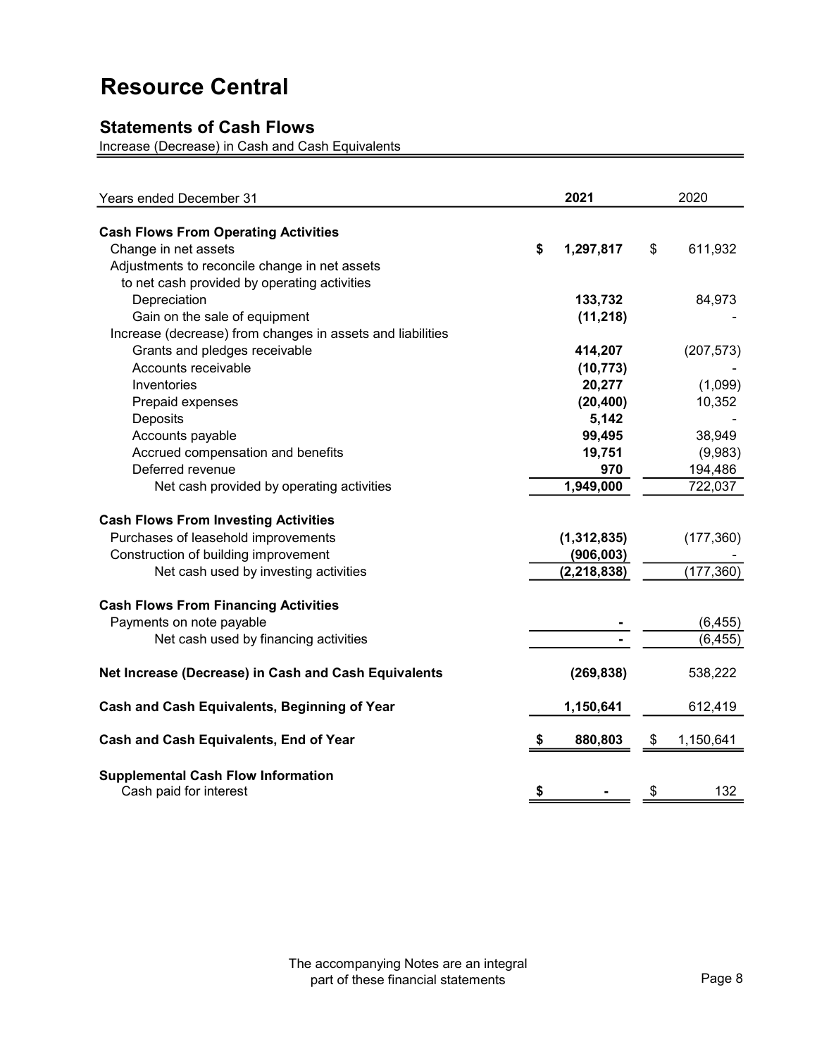# Resource Central

## Statements of Cash Flows

Increase (Decrease) in Cash and Cash Equivalents

| Years ended December 31 | 2021 | 2020 |
|---|---|---|
| **Cash Flows From Operating Activities** | | |
| Change in net assets | $ 1,297,817 | $ 611,932 |
| Adjustments to reconcile change in net assets to net cash provided by operating activities | | |
| Depreciation | 133,732 | 84,973 |
| Gain on the sale of equipment | (11,218) | - |
| Increase (decrease) from changes in assets and liabilities | | |
| Grants and pledges receivable | 414,207 | (207,573) |
| Accounts receivable | (10,773) | - |
| Inventories | 20,277 | (1,099) |
| Prepaid expenses | (20,400) | 10,352 |
| Deposits | 5,142 | - |
| Accounts payable | 99,495 | 38,949 |
| Accrued compensation and benefits | 19,751 | (9,983) |
| Deferred revenue | 970 | 194,486 |
| Net cash provided by operating activities | 1,949,000 | 722,037 |
| **Cash Flows From Investing Activities** | | |
| Purchases of leasehold improvements | (1,312,835) | (177,360) |
| Construction of building improvement | (906,003) | - |
| Net cash used by investing activities | (2,218,838) | (177,360) |
| **Cash Flows From Financing Activities** | | |
| Payments on note payable | - | (6,455) |
| Net cash used by financing activities | - | (6,455) |
| **Net Increase (Decrease) in Cash and Cash Equivalents** | (269,838) | 538,222 |
| **Cash and Cash Equivalents, Beginning of Year** | 1,150,641 | 612,419 |
| **Cash and Cash Equivalents, End of Year** | $ 880,803 | $ 1,150,641 |
| **Supplemental Cash Flow Information** | | |
| Cash paid for interest | $ - | $ 132 |

The accompanying Notes are an integral part of these financial statements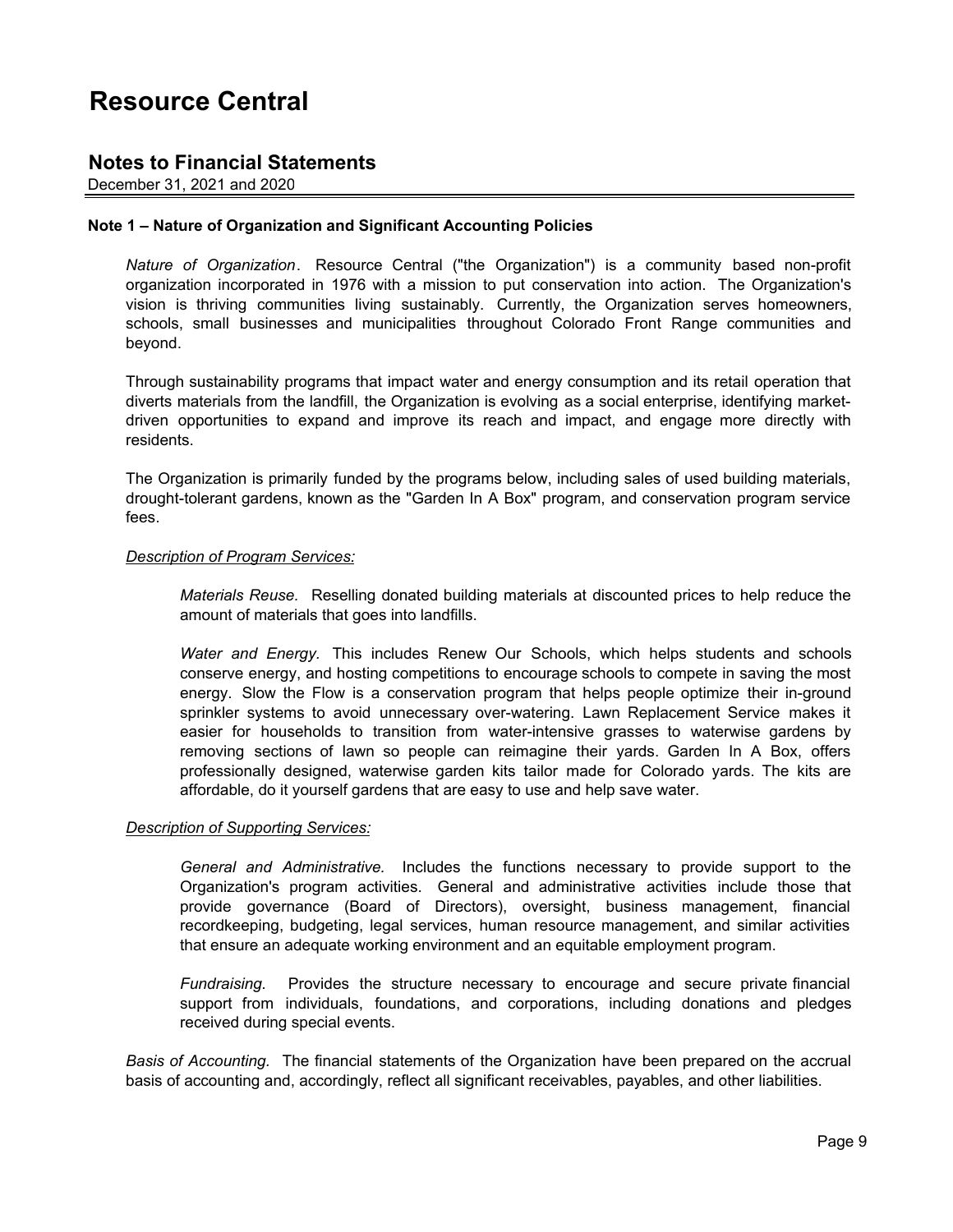# Resource Central

## Notes to Financial Statements

December 31, 2021 and 2020

**Note 1 – Nature of Organization and Significant Accounting Policies**

*Nature of Organization*. Resource Central ("the Organization") is a community based non-profit organization incorporated in 1976 with a mission to put conservation into action. The Organization's vision is thriving communities living sustainably. Currently, the Organization serves homeowners, schools, small businesses and municipalities throughout Colorado Front Range communities and beyond.

Through sustainability programs that impact water and energy consumption and its retail operation that diverts materials from the landfill, the Organization is evolving as a social enterprise, identifying market-driven opportunities to expand and improve its reach and impact, and engage more directly with residents.

The Organization is primarily funded by the programs below, including sales of used building materials, drought-tolerant gardens, known as the "Garden In A Box" program, and conservation program service fees.

*Description of Program Services:*

> *Materials Reuse.* Reselling donated building materials at discounted prices to help reduce the amount of materials that goes into landfills.
>
> *Water and Energy.* This includes Renew Our Schools, which helps students and schools conserve energy, and hosting competitions to encourage schools to compete in saving the most energy. Slow the Flow is a conservation program that helps people optimize their in-ground sprinkler systems to avoid unnecessary over-watering. Lawn Replacement Service makes it easier for households to transition from water-intensive grasses to waterwise gardens by removing sections of lawn so people can reimagine their yards. Garden In A Box, offers professionally designed, waterwise garden kits tailor made for Colorado yards. The kits are affordable, do it yourself gardens that are easy to use and help save water.

*Description of Supporting Services:*

> *General and Administrative.* Includes the functions necessary to provide support to the Organization's program activities. General and administrative activities include those that provide governance (Board of Directors), oversight, business management, financial recordkeeping, budgeting, legal services, human resource management, and similar activities that ensure an adequate working environment and an equitable employment program.
>
> *Fundraising.* Provides the structure necessary to encourage and secure private financial support from individuals, foundations, and corporations, including donations and pledges received during special events.

*Basis of Accounting.* The financial statements of the Organization have been prepared on the accrual basis of accounting and, accordingly, reflect all significant receivables, payables, and other liabilities.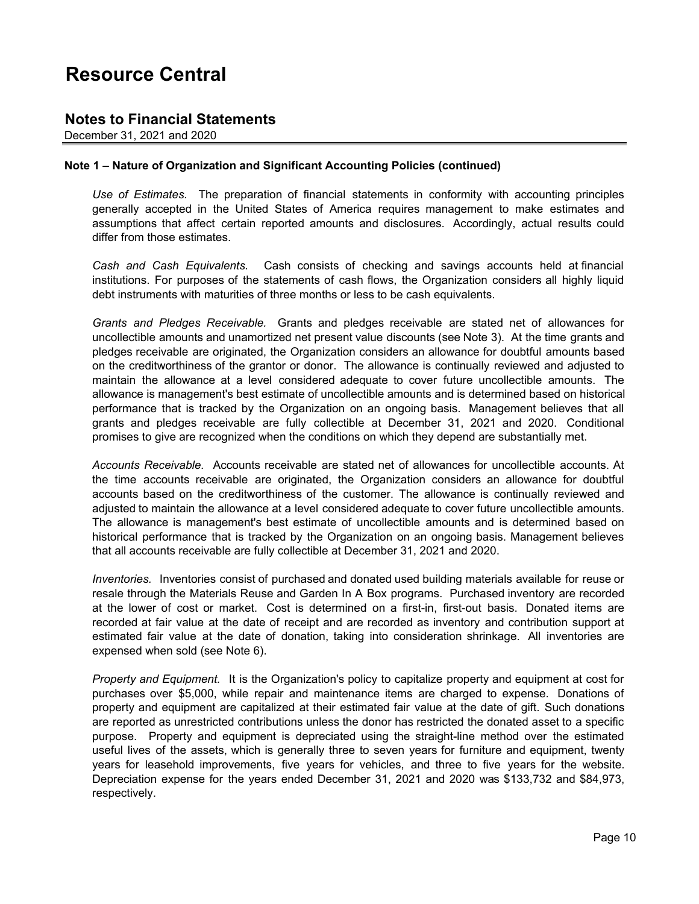# Resource Central

## Notes to Financial Statements

December 31, 2021 and 2020

### Note 1 – Nature of Organization and Significant Accounting Policies (continued)

*Use of Estimates.* The preparation of financial statements in conformity with accounting principles generally accepted in the United States of America requires management to make estimates and assumptions that affect certain reported amounts and disclosures. Accordingly, actual results could differ from those estimates.

*Cash and Cash Equivalents.* Cash consists of checking and savings accounts held at financial institutions. For purposes of the statements of cash flows, the Organization considers all highly liquid debt instruments with maturities of three months or less to be cash equivalents.

*Grants and Pledges Receivable.* Grants and pledges receivable are stated net of allowances for uncollectible amounts and unamortized net present value discounts (see Note 3). At the time grants and pledges receivable are originated, the Organization considers an allowance for doubtful amounts based on the creditworthiness of the grantor or donor. The allowance is continually reviewed and adjusted to maintain the allowance at a level considered adequate to cover future uncollectible amounts. The allowance is management's best estimate of uncollectible amounts and is determined based on historical performance that is tracked by the Organization on an ongoing basis. Management believes that all grants and pledges receivable are fully collectible at December 31, 2021 and 2020. Conditional promises to give are recognized when the conditions on which they depend are substantially met.

*Accounts Receivable.* Accounts receivable are stated net of allowances for uncollectible accounts. At the time accounts receivable are originated, the Organization considers an allowance for doubtful accounts based on the creditworthiness of the customer. The allowance is continually reviewed and adjusted to maintain the allowance at a level considered adequate to cover future uncollectible amounts. The allowance is management's best estimate of uncollectible amounts and is determined based on historical performance that is tracked by the Organization on an ongoing basis. Management believes that all accounts receivable are fully collectible at December 31, 2021 and 2020.

*Inventories.* Inventories consist of purchased and donated used building materials available for reuse or resale through the Materials Reuse and Garden In A Box programs. Purchased inventory are recorded at the lower of cost or market. Cost is determined on a first-in, first-out basis. Donated items are recorded at fair value at the date of receipt and are recorded as inventory and contribution support at estimated fair value at the date of donation, taking into consideration shrinkage. All inventories are expensed when sold (see Note 6).

*Property and Equipment.* It is the Organization's policy to capitalize property and equipment at cost for purchases over $5,000, while repair and maintenance items are charged to expense. Donations of property and equipment are capitalized at their estimated fair value at the date of gift. Such donations are reported as unrestricted contributions unless the donor has restricted the donated asset to a specific purpose. Property and equipment is depreciated using the straight-line method over the estimated useful lives of the assets, which is generally three to seven years for furniture and equipment, twenty years for leasehold improvements, five years for vehicles, and three to five years for the website. Depreciation expense for the years ended December 31, 2021 and 2020 was $133,732 and $84,973, respectively.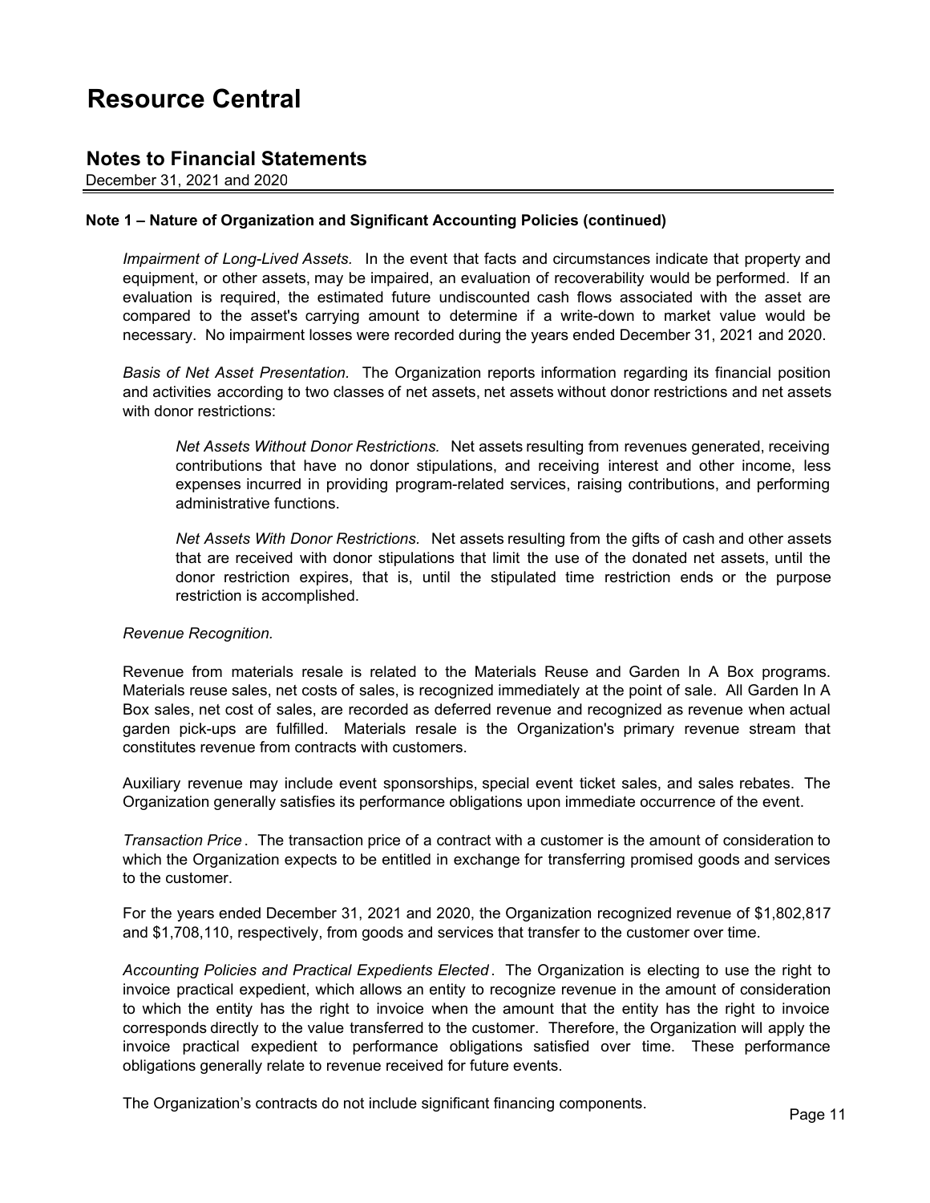# Resource Central

## Notes to Financial Statements

December 31, 2021 and 2020

**Note 1 – Nature of Organization and Significant Accounting Policies (continued)**

*Impairment of Long-Lived Assets.* In the event that facts and circumstances indicate that property and equipment, or other assets, may be impaired, an evaluation of recoverability would be performed. If an evaluation is required, the estimated future undiscounted cash flows associated with the asset are compared to the asset's carrying amount to determine if a write-down to market value would be necessary. No impairment losses were recorded during the years ended December 31, 2021 and 2020.

*Basis of Net Asset Presentation.* The Organization reports information regarding its financial position and activities according to two classes of net assets, net assets without donor restrictions and net assets with donor restrictions:

*Net Assets Without Donor Restrictions.* Net assets resulting from revenues generated, receiving contributions that have no donor stipulations, and receiving interest and other income, less expenses incurred in providing program-related services, raising contributions, and performing administrative functions.

*Net Assets With Donor Restrictions.* Net assets resulting from the gifts of cash and other assets that are received with donor stipulations that limit the use of the donated net assets, until the donor restriction expires, that is, until the stipulated time restriction ends or the purpose restriction is accomplished.

*Revenue Recognition.*

Revenue from materials resale is related to the Materials Reuse and Garden In A Box programs. Materials reuse sales, net costs of sales, is recognized immediately at the point of sale. All Garden In A Box sales, net cost of sales, are recorded as deferred revenue and recognized as revenue when actual garden pick-ups are fulfilled. Materials resale is the Organization's primary revenue stream that constitutes revenue from contracts with customers.

Auxiliary revenue may include event sponsorships, special event ticket sales, and sales rebates. The Organization generally satisfies its performance obligations upon immediate occurrence of the event.

*Transaction Price*. The transaction price of a contract with a customer is the amount of consideration to which the Organization expects to be entitled in exchange for transferring promised goods and services to the customer.

For the years ended December 31, 2021 and 2020, the Organization recognized revenue of $1,802,817 and $1,708,110, respectively, from goods and services that transfer to the customer over time.

*Accounting Policies and Practical Expedients Elected*. The Organization is electing to use the right to invoice practical expedient, which allows an entity to recognize revenue in the amount of consideration to which the entity has the right to invoice when the amount that the entity has the right to invoice corresponds directly to the value transferred to the customer. Therefore, the Organization will apply the invoice practical expedient to performance obligations satisfied over time. These performance obligations generally relate to revenue received for future events.

The Organization's contracts do not include significant financing components.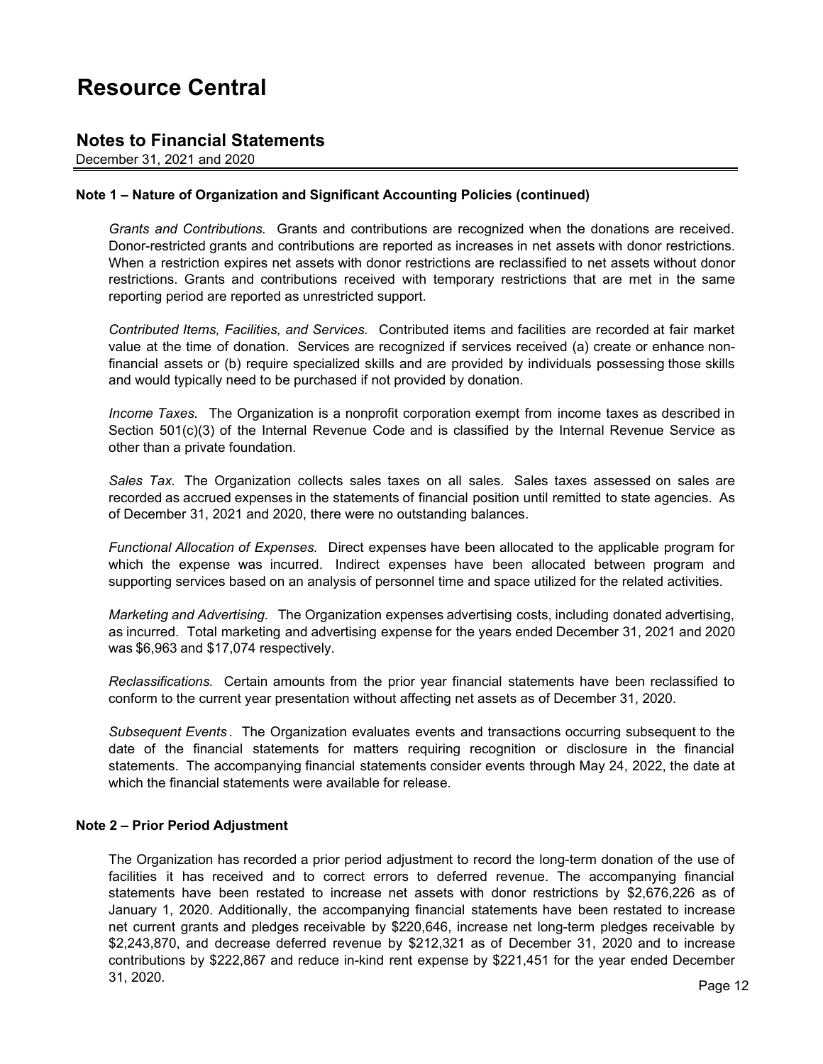# Resource Central

## Notes to Financial Statements

December 31, 2021 and 2020

**Note 1 – Nature of Organization and Significant Accounting Policies (continued)**

*Grants and Contributions.* Grants and contributions are recognized when the donations are received. Donor-restricted grants and contributions are reported as increases in net assets with donor restrictions. When a restriction expires net assets with donor restrictions are reclassified to net assets without donor restrictions. Grants and contributions received with temporary restrictions that are met in the same reporting period are reported as unrestricted support.

*Contributed Items, Facilities, and Services.* Contributed items and facilities are recorded at fair market value at the time of donation. Services are recognized if services received (a) create or enhance non-financial assets or (b) require specialized skills and are provided by individuals possessing those skills and would typically need to be purchased if not provided by donation.

*Income Taxes.* The Organization is a nonprofit corporation exempt from income taxes as described in Section 501(c)(3) of the Internal Revenue Code and is classified by the Internal Revenue Service as other than a private foundation.

*Sales Tax.* The Organization collects sales taxes on all sales. Sales taxes assessed on sales are recorded as accrued expenses in the statements of financial position until remitted to state agencies. As of December 31, 2021 and 2020, there were no outstanding balances.

*Functional Allocation of Expenses.* Direct expenses have been allocated to the applicable program for which the expense was incurred. Indirect expenses have been allocated between program and supporting services based on an analysis of personnel time and space utilized for the related activities.

*Marketing and Advertising.* The Organization expenses advertising costs, including donated advertising, as incurred. Total marketing and advertising expense for the years ended December 31, 2021 and 2020 was $6,963 and $17,074 respectively.

*Reclassifications.* Certain amounts from the prior year financial statements have been reclassified to conform to the current year presentation without affecting net assets as of December 31, 2020.

*Subsequent Events*. The Organization evaluates events and transactions occurring subsequent to the date of the financial statements for matters requiring recognition or disclosure in the financial statements. The accompanying financial statements consider events through May 24, 2022, the date at which the financial statements were available for release.

**Note 2 – Prior Period Adjustment**

The Organization has recorded a prior period adjustment to record the long-term donation of the use of facilities it has received and to correct errors to deferred revenue. The accompanying financial statements have been restated to increase net assets with donor restrictions by $2,676,226 as of January 1, 2020. Additionally, the accompanying financial statements have been restated to increase net current grants and pledges receivable by $220,646, increase net long-term pledges receivable by $2,243,870, and decrease deferred revenue by $212,321 as of December 31, 2020 and to increase contributions by $222,867 and reduce in-kind rent expense by $221,451 for the year ended December 31, 2020.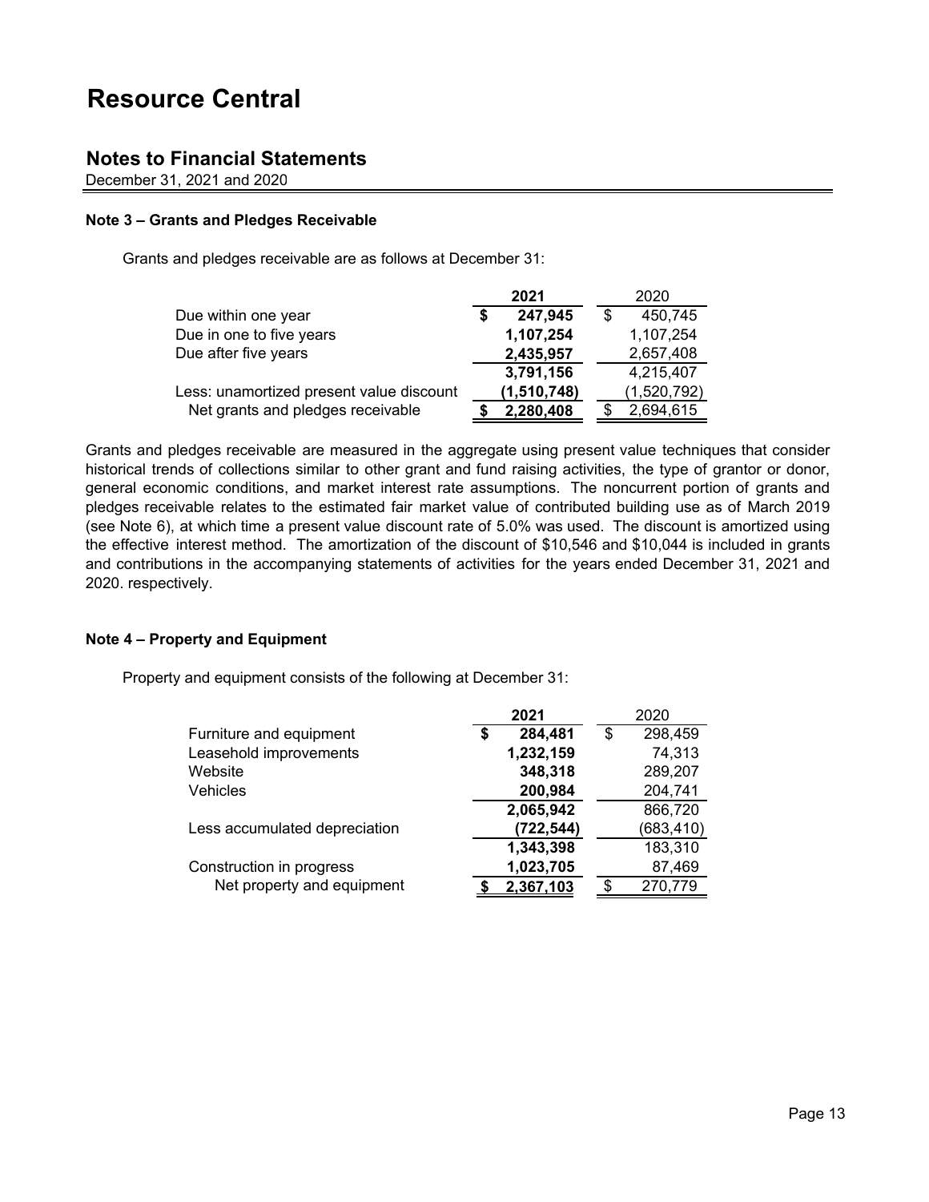# Resource Central

## Notes to Financial Statements

December 31, 2021 and 2020

### Note 3 – Grants and Pledges Receivable

Grants and pledges receivable are as follows at December 31:

| | 2021 | 2020 |
|---|---|---|
| Due within one year | $ 247,945 | $ 450,745 |
| Due in one to five years | 1,107,254 | 1,107,254 |
| Due after five years | 2,435,957 | 2,657,408 |
| | 3,791,156 | 4,215,407 |
| Less: unamortized present value discount | (1,510,748) | (1,520,792) |
| Net grants and pledges receivable | $ 2,280,408 | $ 2,694,615 |

Grants and pledges receivable are measured in the aggregate using present value techniques that consider historical trends of collections similar to other grant and fund raising activities, the type of grantor or donor, general economic conditions, and market interest rate assumptions. The noncurrent portion of grants and pledges receivable relates to the estimated fair market value of contributed building use as of March 2019 (see Note 6), at which time a present value discount rate of 5.0% was used. The discount is amortized using the effective interest method. The amortization of the discount of $10,546 and $10,044 is included in grants and contributions in the accompanying statements of activities for the years ended December 31, 2021 and 2020. respectively.

### Note 4 – Property and Equipment

Property and equipment consists of the following at December 31:

| | 2021 | 2020 |
|---|---|---|
| Furniture and equipment | $ 284,481 | $ 298,459 |
| Leasehold improvements | 1,232,159 | 74,313 |
| Website | 348,318 | 289,207 |
| Vehicles | 200,984 | 204,741 |
| | 2,065,942 | 866,720 |
| Less accumulated depreciation | (722,544) | (683,410) |
| | 1,343,398 | 183,310 |
| Construction in progress | 1,023,705 | 87,469 |
| Net property and equipment | $ 2,367,103 | $ 270,779 |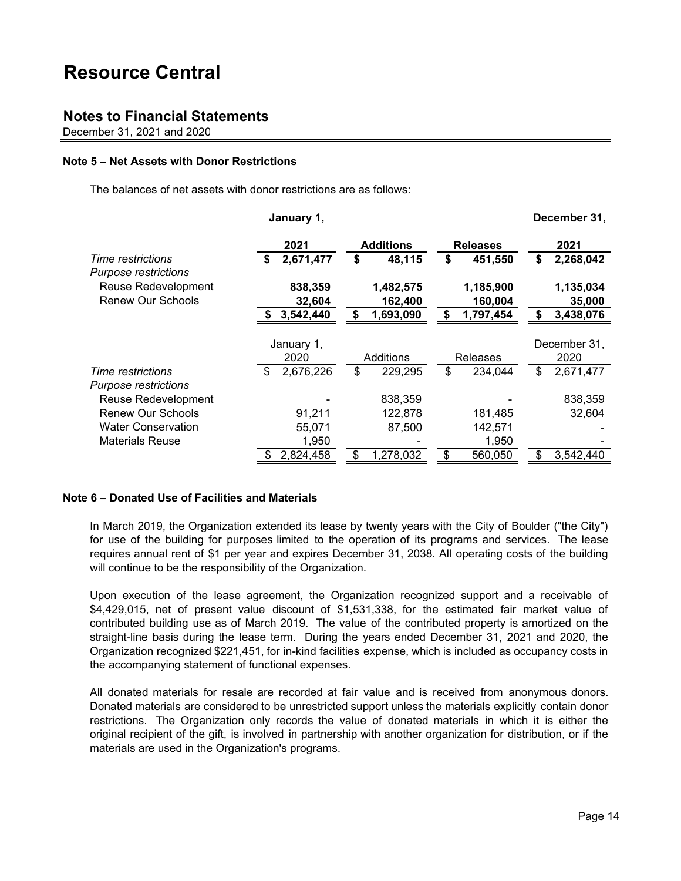# Resource Central

## Notes to Financial Statements

December 31, 2021 and 2020

### Note 5 – Net Assets with Donor Restrictions

The balances of net assets with donor restrictions are as follows:

| | **January 1, 2021** | **Additions** | **Releases** | **December 31, 2021** |
|---|---|---|---|---|
| *Time restrictions* | **$ 2,671,477** | **$ 48,115** | **$ 451,550** | **$ 2,268,042** |
| *Purpose restrictions* | | | | |
| Reuse Redevelopment | **838,359** | **1,482,575** | **1,185,900** | **1,135,034** |
| Renew Our Schools | **32,604** | **162,400** | **160,004** | **35,000** |
| | **$ 3,542,440** | **$ 1,693,090** | **$ 1,797,454** | **$ 3,438,076** |

| | January 1, 2020 | Additions | Releases | December 31, 2020 |
|---|---|---|---|---|
| *Time restrictions* | $ 2,676,226 | $ 229,295 | $ 234,044 | $ 2,671,477 |
| *Purpose restrictions* | | | | |
| Reuse Redevelopment | - | 838,359 | - | 838,359 |
| Renew Our Schools | 91,211 | 122,878 | 181,485 | 32,604 |
| Water Conservation | 55,071 | 87,500 | 142,571 | - |
| Materials Reuse | 1,950 | - | 1,950 | - |
| | $ 2,824,458 | $ 1,278,032 | $ 560,050 | $ 3,542,440 |

### Note 6 – Donated Use of Facilities and Materials

In March 2019, the Organization extended its lease by twenty years with the City of Boulder ("the City") for use of the building for purposes limited to the operation of its programs and services. The lease requires annual rent of $1 per year and expires December 31, 2038. All operating costs of the building will continue to be the responsibility of the Organization.

Upon execution of the lease agreement, the Organization recognized support and a receivable of $4,429,015, net of present value discount of $1,531,338, for the estimated fair market value of contributed building use as of March 2019. The value of the contributed property is amortized on the straight-line basis during the lease term. During the years ended December 31, 2021 and 2020, the Organization recognized $221,451, for in-kind facilities expense, which is included as occupancy costs in the accompanying statement of functional expenses.

All donated materials for resale are recorded at fair value and is received from anonymous donors. Donated materials are considered to be unrestricted support unless the materials explicitly contain donor restrictions. The Organization only records the value of donated materials in which it is either the original recipient of the gift, is involved in partnership with another organization for distribution, or if the materials are used in the Organization's programs.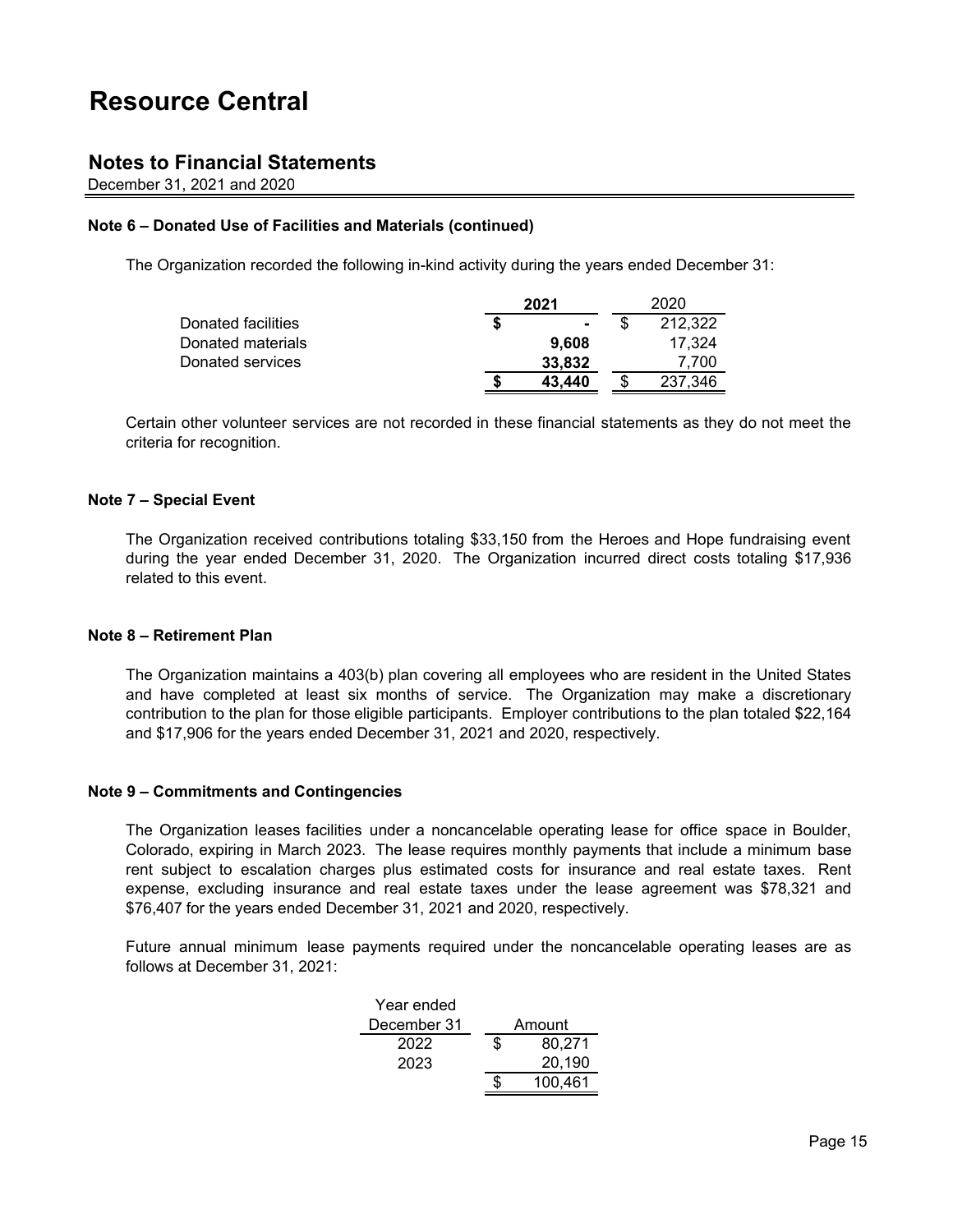# Resource Central

## Notes to Financial Statements

December 31, 2021 and 2020

**Note 6 – Donated Use of Facilities and Materials (continued)**

The Organization recorded the following in-kind activity during the years ended December 31:

| | 2021 | 2020 |
|---|---|---|
| Donated facilities | $ - | $ 212,322 |
| Donated materials | 9,608 | 17,324 |
| Donated services | 33,832 | 7,700 |
| | $ 43,440 | $ 237,346 |

Certain other volunteer services are not recorded in these financial statements as they do not meet the criteria for recognition.

**Note 7 – Special Event**

The Organization received contributions totaling $33,150 from the Heroes and Hope fundraising event during the year ended December 31, 2020. The Organization incurred direct costs totaling $17,936 related to this event.

**Note 8 – Retirement Plan**

The Organization maintains a 403(b) plan covering all employees who are resident in the United States and have completed at least six months of service. The Organization may make a discretionary contribution to the plan for those eligible participants. Employer contributions to the plan totaled $22,164 and $17,906 for the years ended December 31, 2021 and 2020, respectively.

**Note 9 – Commitments and Contingencies**

The Organization leases facilities under a noncancelable operating lease for office space in Boulder, Colorado, expiring in March 2023. The lease requires monthly payments that include a minimum base rent subject to escalation charges plus estimated costs for insurance and real estate taxes. Rent expense, excluding insurance and real estate taxes under the lease agreement was $78,321 and $76,407 for the years ended December 31, 2021 and 2020, respectively.

Future annual minimum lease payments required under the noncancelable operating leases are as follows at December 31, 2021:

| Year ended December 31 | Amount |
|---|---|
| 2022 | $ 80,271 |
| 2023 | 20,190 |
| | $ 100,461 |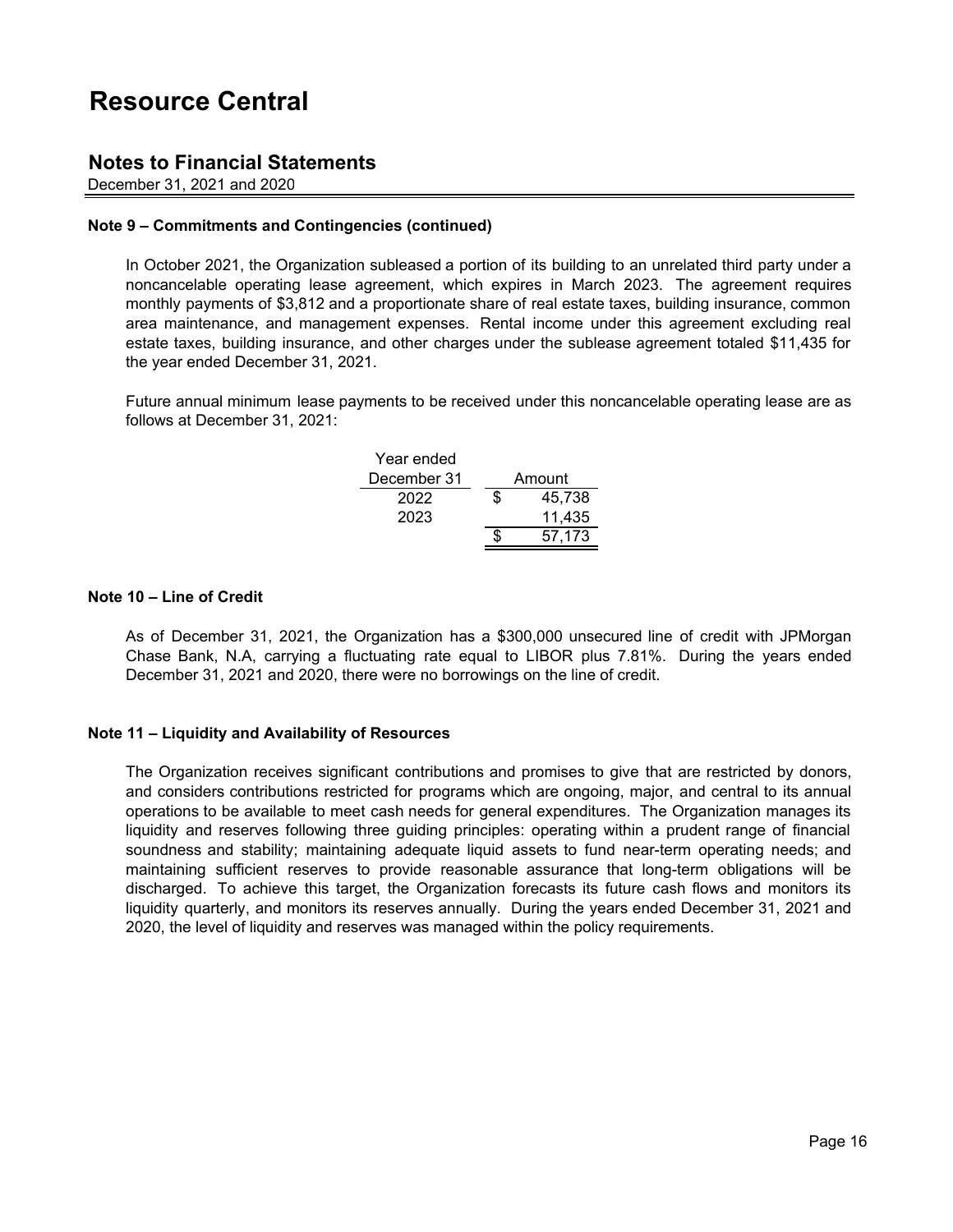# Resource Central

## Notes to Financial Statements

December 31, 2021 and 2020

**Note 9 – Commitments and Contingencies (continued)**

In October 2021, the Organization subleased a portion of its building to an unrelated third party under a noncancelable operating lease agreement, which expires in March 2023. The agreement requires monthly payments of $3,812 and a proportionate share of real estate taxes, building insurance, common area maintenance, and management expenses. Rental income under this agreement excluding real estate taxes, building insurance, and other charges under the sublease agreement totaled $11,435 for the year ended December 31, 2021.

Future annual minimum lease payments to be received under this noncancelable operating lease are as follows at December 31, 2021:

| Year ended December 31 | Amount |
|---|---|
| 2022 | $ 45,738 |
| 2023 | 11,435 |
| | $ 57,173 |

**Note 10 – Line of Credit**

As of December 31, 2021, the Organization has a $300,000 unsecured line of credit with JPMorgan Chase Bank, N.A, carrying a fluctuating rate equal to LIBOR plus 7.81%. During the years ended December 31, 2021 and 2020, there were no borrowings on the line of credit.

**Note 11 – Liquidity and Availability of Resources**

The Organization receives significant contributions and promises to give that are restricted by donors, and considers contributions restricted for programs which are ongoing, major, and central to its annual operations to be available to meet cash needs for general expenditures. The Organization manages its liquidity and reserves following three guiding principles: operating within a prudent range of financial soundness and stability; maintaining adequate liquid assets to fund near-term operating needs; and maintaining sufficient reserves to provide reasonable assurance that long-term obligations will be discharged. To achieve this target, the Organization forecasts its future cash flows and monitors its liquidity quarterly, and monitors its reserves annually. During the years ended December 31, 2021 and 2020, the level of liquidity and reserves was managed within the policy requirements.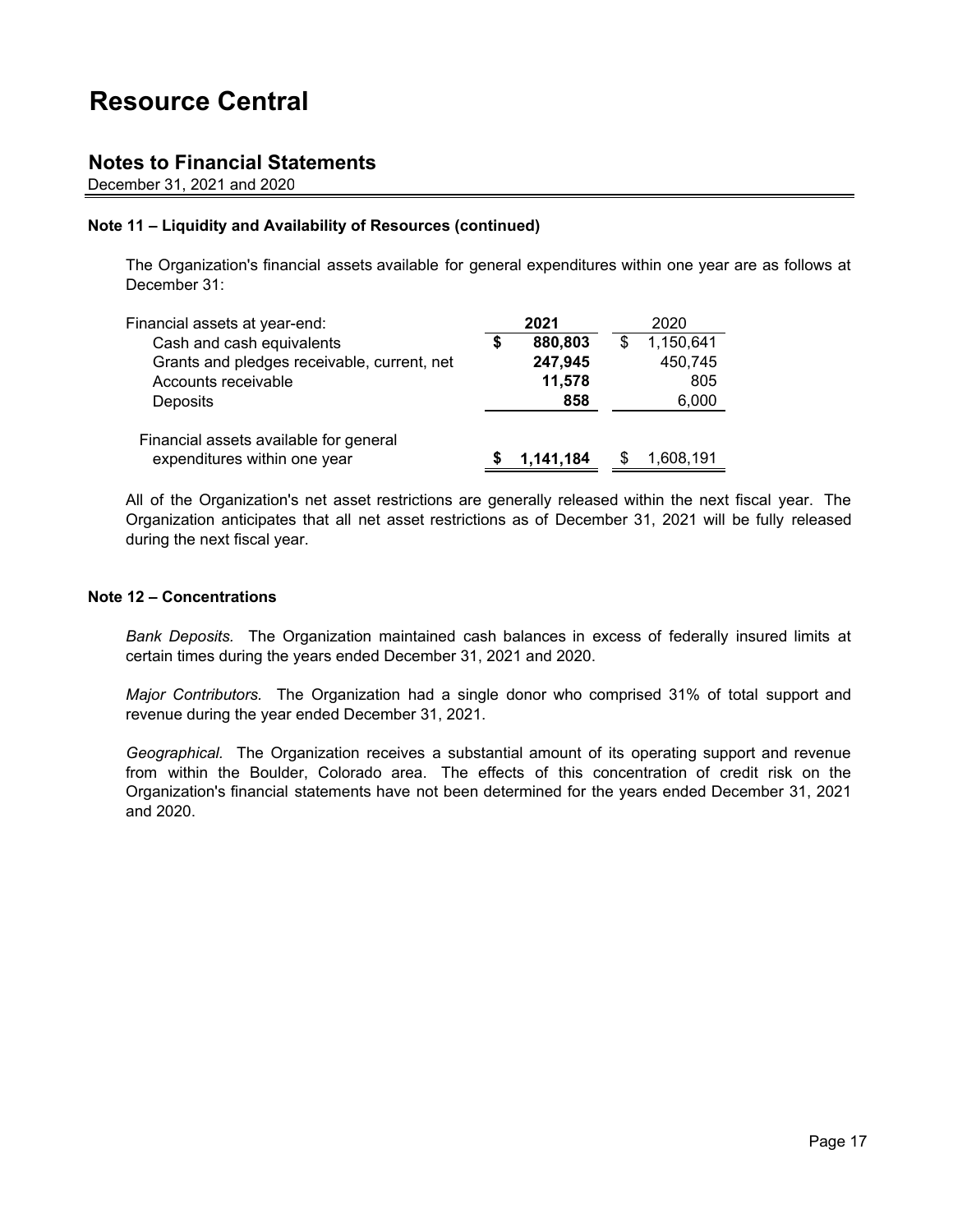# Resource Central

## Notes to Financial Statements

December 31, 2021 and 2020

### Note 11 – Liquidity and Availability of Resources (continued)

The Organization's financial assets available for general expenditures within one year are as follows at December 31:

| Financial assets at year-end: | 2021 | 2020 |
|---|---|---|
| Cash and cash equivalents | $ 880,803 | $ 1,150,641 |
| Grants and pledges receivable, current, net | 247,945 | 450,745 |
| Accounts receivable | 11,578 | 805 |
| Deposits | 858 | 6,000 |
| Financial assets available for general expenditures within one year | $ 1,141,184 | $ 1,608,191 |

All of the Organization's net asset restrictions are generally released within the next fiscal year. The Organization anticipates that all net asset restrictions as of December 31, 2021 will be fully released during the next fiscal year.

### Note 12 – Concentrations

*Bank Deposits.* The Organization maintained cash balances in excess of federally insured limits at certain times during the years ended December 31, 2021 and 2020.

*Major Contributors.* The Organization had a single donor who comprised 31% of total support and revenue during the year ended December 31, 2021.

*Geographical.* The Organization receives a substantial amount of its operating support and revenue from within the Boulder, Colorado area. The effects of this concentration of credit risk on the Organization's financial statements have not been determined for the years ended December 31, 2021 and 2020.